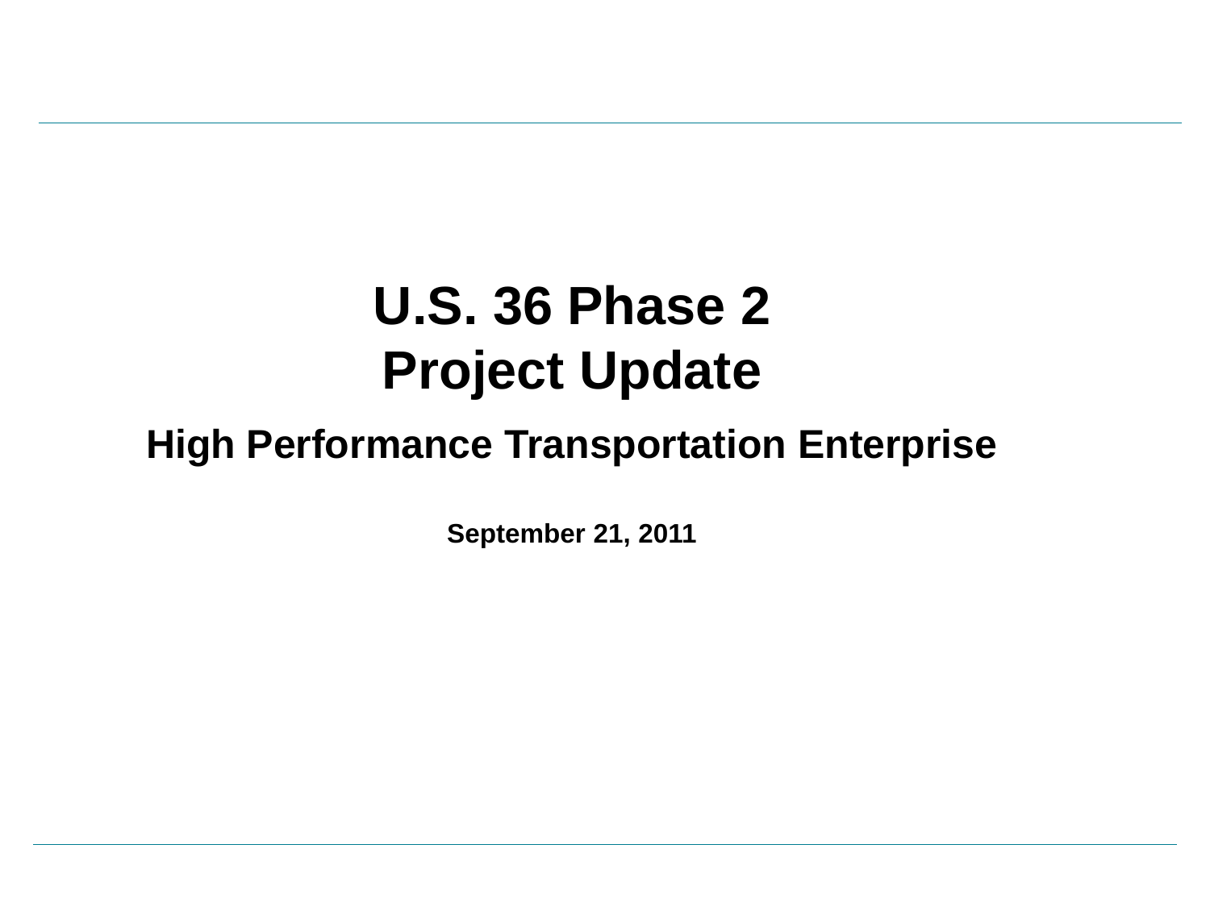# U.S. 36 Phase 2
# Project Update

## High Performance Transportation Enterprise

**September 21, 2011**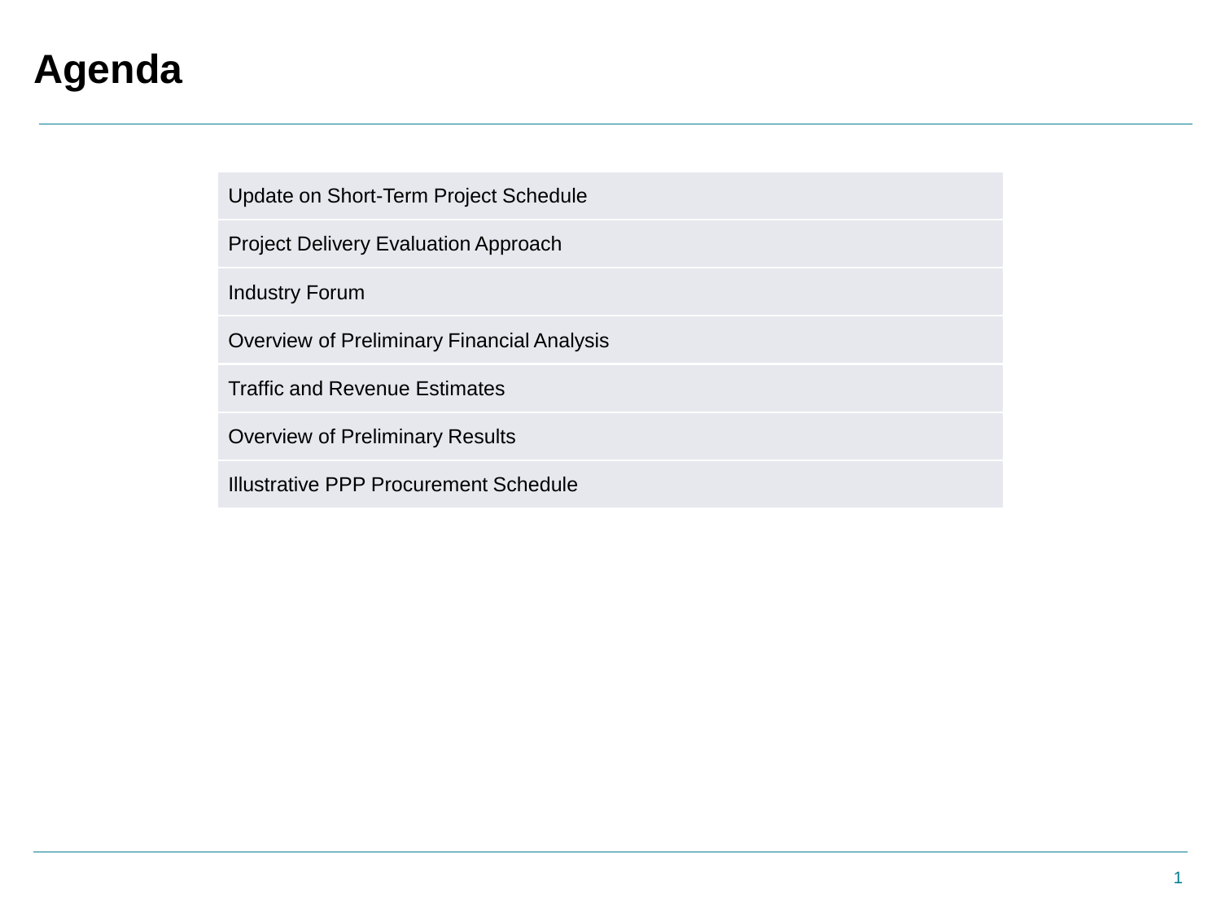# Agenda

| Update on Short-Term Project Schedule |
|---|
| Project Delivery Evaluation Approach |
| Industry Forum |
| Overview of Preliminary Financial Analysis |
| Traffic and Revenue Estimates |
| Overview of Preliminary Results |
| Illustrative PPP Procurement Schedule |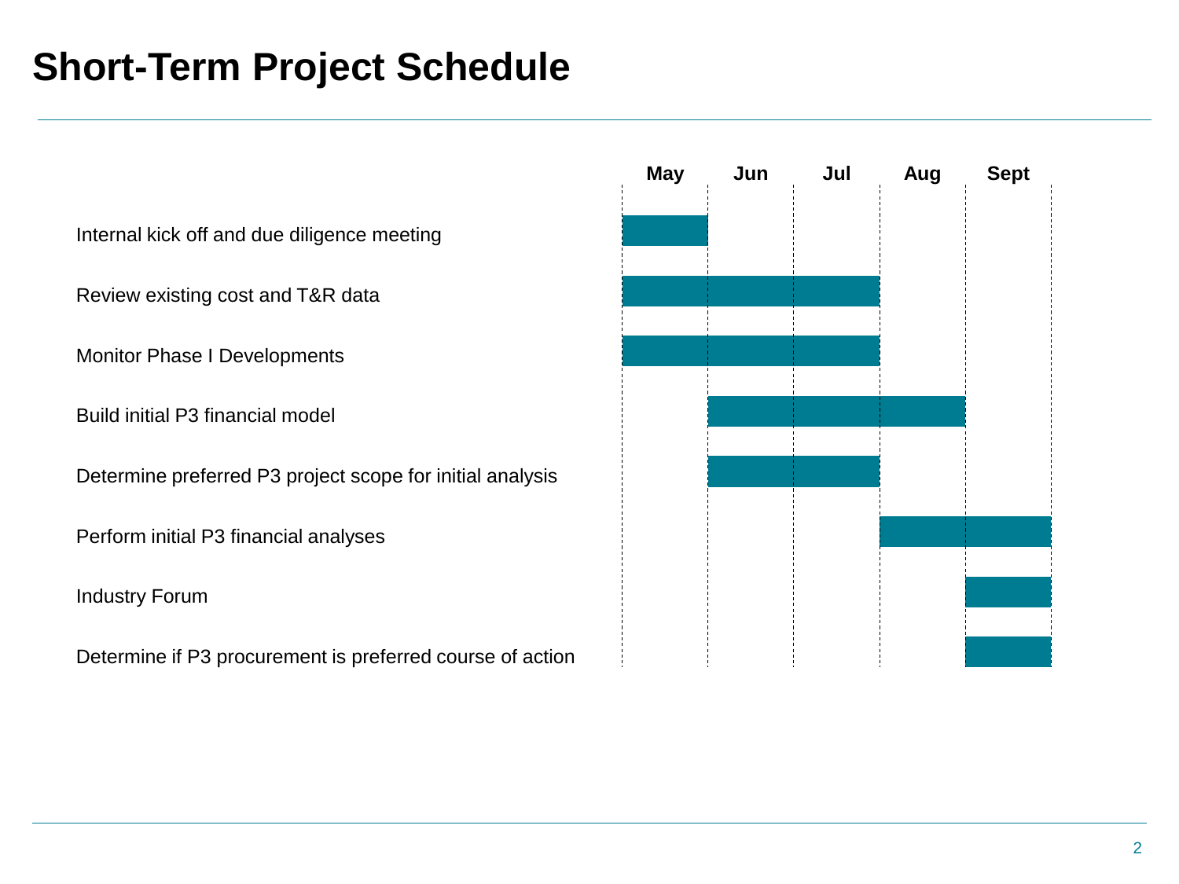# Short-Term Project Schedule

| Task | May | Jun | Jul | Aug | Sept |
|---|---|---|---|---|---|
| Internal kick off and due diligence meeting | X | | | | |
| Review existing cost and T&R data | X | X | X | | |
| Monitor Phase I Developments | X | X | X | | |
| Build initial P3 financial model | | X | X | X | |
| Determine preferred P3 project scope for initial analysis | | X | X | | |
| Perform initial P3 financial analyses | | | | X | X |
| Industry Forum | | | | | X |
| Determine if P3 procurement is preferred course of action | | | | | X |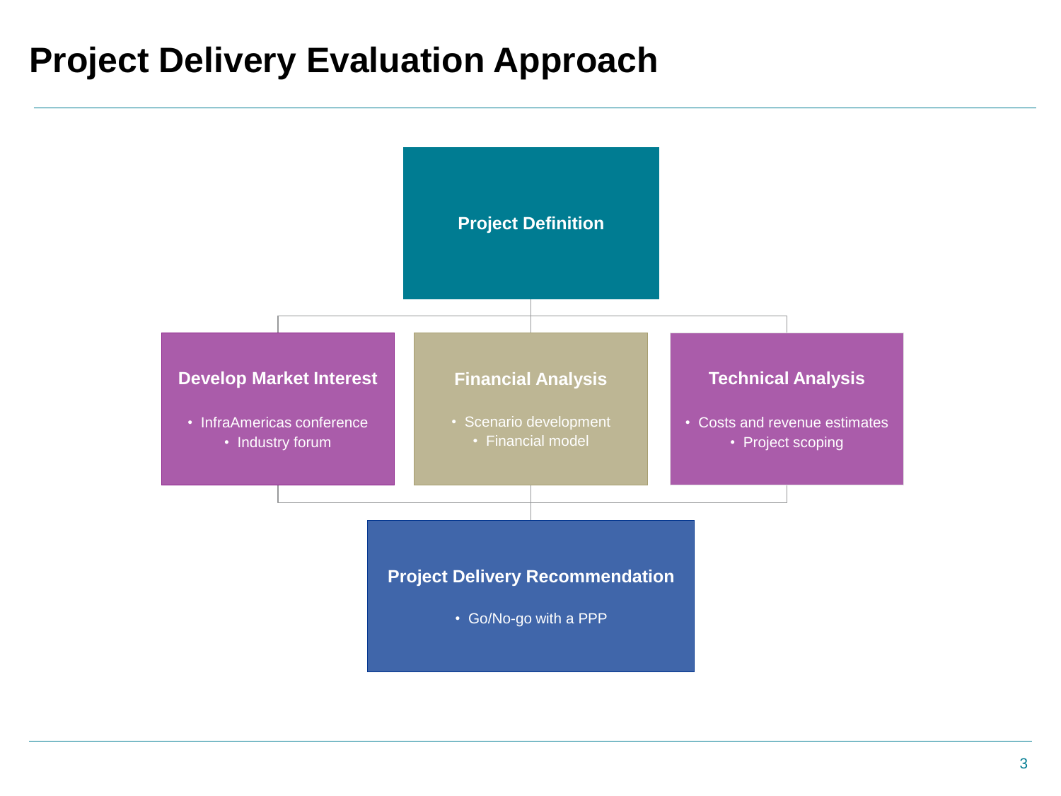# Project Delivery Evaluation Approach

**Project Definition**

**Develop Market Interest**

- InfraAmericas conference
- Industry forum

**Financial Analysis**

- Scenario development
- Financial model

**Technical Analysis**

- Costs and revenue estimates
- Project scoping

**Project Delivery Recommendation**

- Go/No-go with a PPP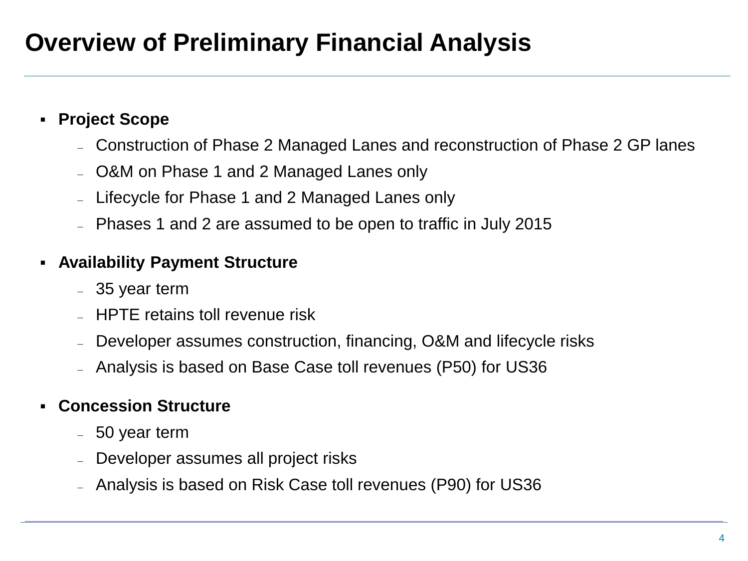# Overview of Preliminary Financial Analysis

- **Project Scope**
  - Construction of Phase 2 Managed Lanes and reconstruction of Phase 2 GP lanes
  - O&M on Phase 1 and 2 Managed Lanes only
  - Lifecycle for Phase 1 and 2 Managed Lanes only
  - Phases 1 and 2 are assumed to be open to traffic in July 2015
- **Availability Payment Structure**
  - 35 year term
  - HPTE retains toll revenue risk
  - Developer assumes construction, financing, O&M and lifecycle risks
  - Analysis is based on Base Case toll revenues (P50) for US36
- **Concession Structure**
  - 50 year term
  - Developer assumes all project risks
  - Analysis is based on Risk Case toll revenues (P90) for US36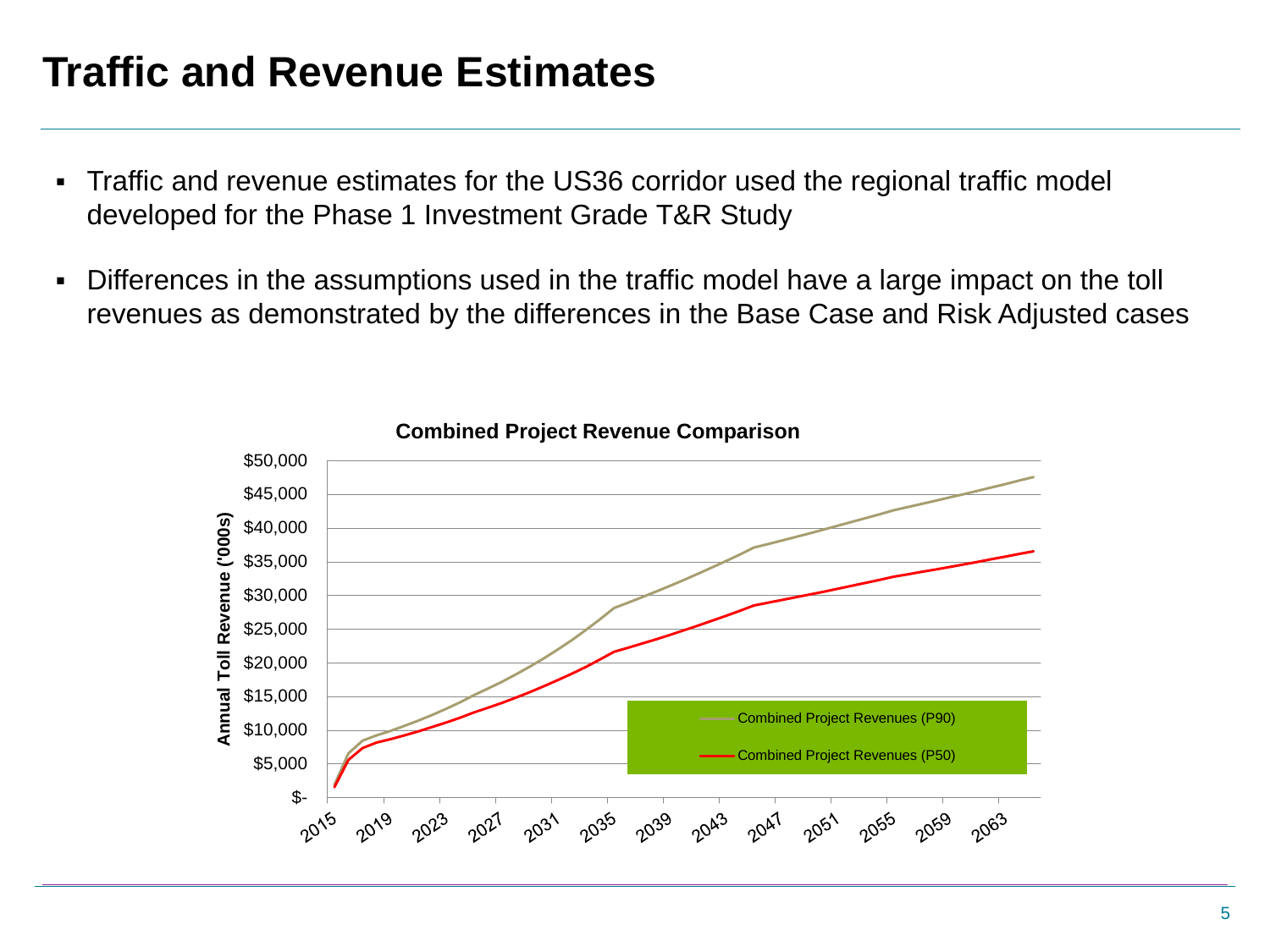# Traffic and Revenue Estimates

- Traffic and revenue estimates for the US36 corridor used the regional traffic model developed for the Phase 1 Investment Grade T&R Study
- Differences in the assumptions used in the traffic model have a large impact on the toll revenues as demonstrated by the differences in the Base Case and Risk Adjusted cases

**Combined Project Revenue Comparison**

Annual Toll Revenue ('000s)

$50,000
$45,000
$40,000
$35,000
$30,000
$25,000
$20,000
$15,000
$10,000
$5,000
$-

2015 2019 2023 2027 2031 2035 2039 2043 2047 2051 2055 2059 2063

Combined Project Revenues (P90)

Combined Project Revenues (P50)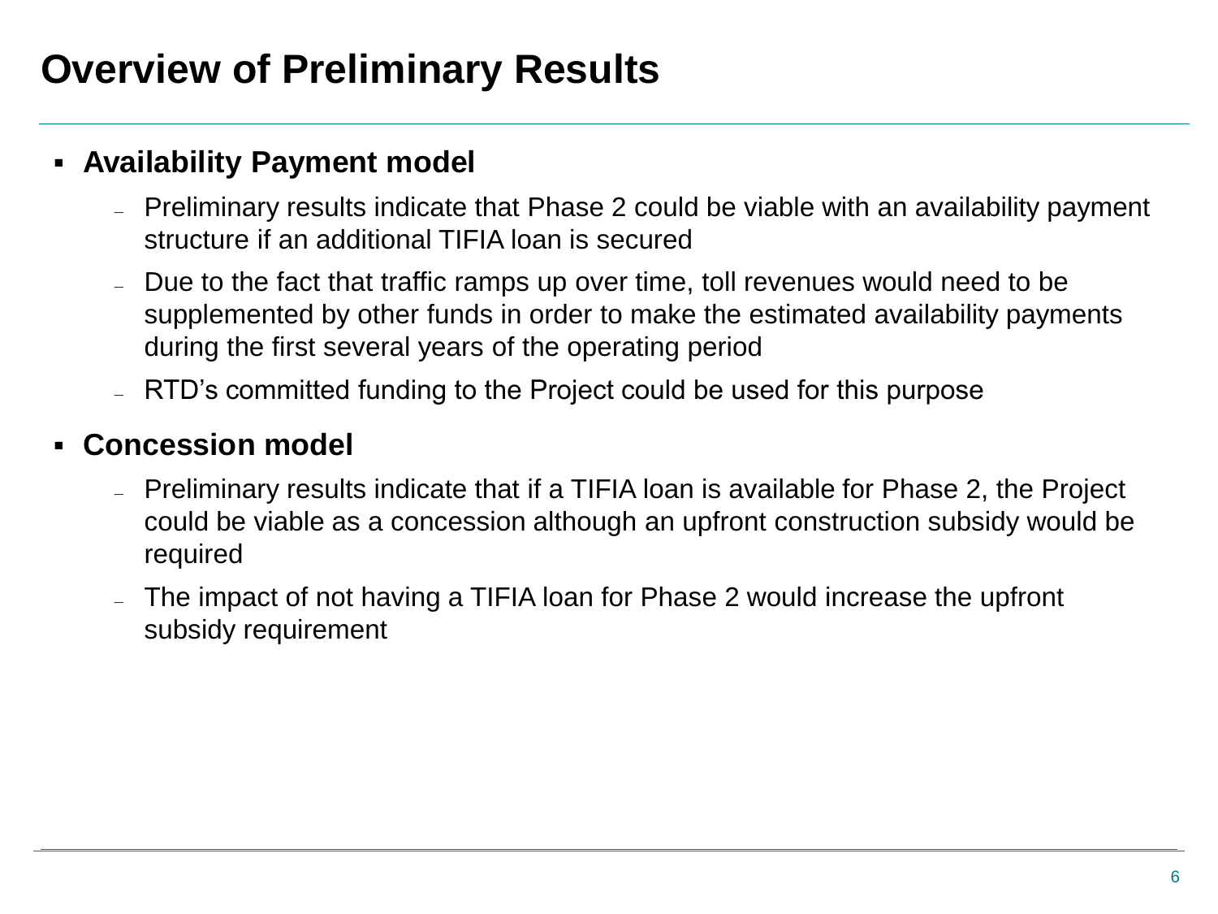# Overview of Preliminary Results

- **Availability Payment model**
  - Preliminary results indicate that Phase 2 could be viable with an availability payment structure if an additional TIFIA loan is secured
  - Due to the fact that traffic ramps up over time, toll revenues would need to be supplemented by other funds in order to make the estimated availability payments during the first several years of the operating period
  - RTD's committed funding to the Project could be used for this purpose
- **Concession model**
  - Preliminary results indicate that if a TIFIA loan is available for Phase 2, the Project could be viable as a concession although an upfront construction subsidy would be required
  - The impact of not having a TIFIA loan for Phase 2 would increase the upfront subsidy requirement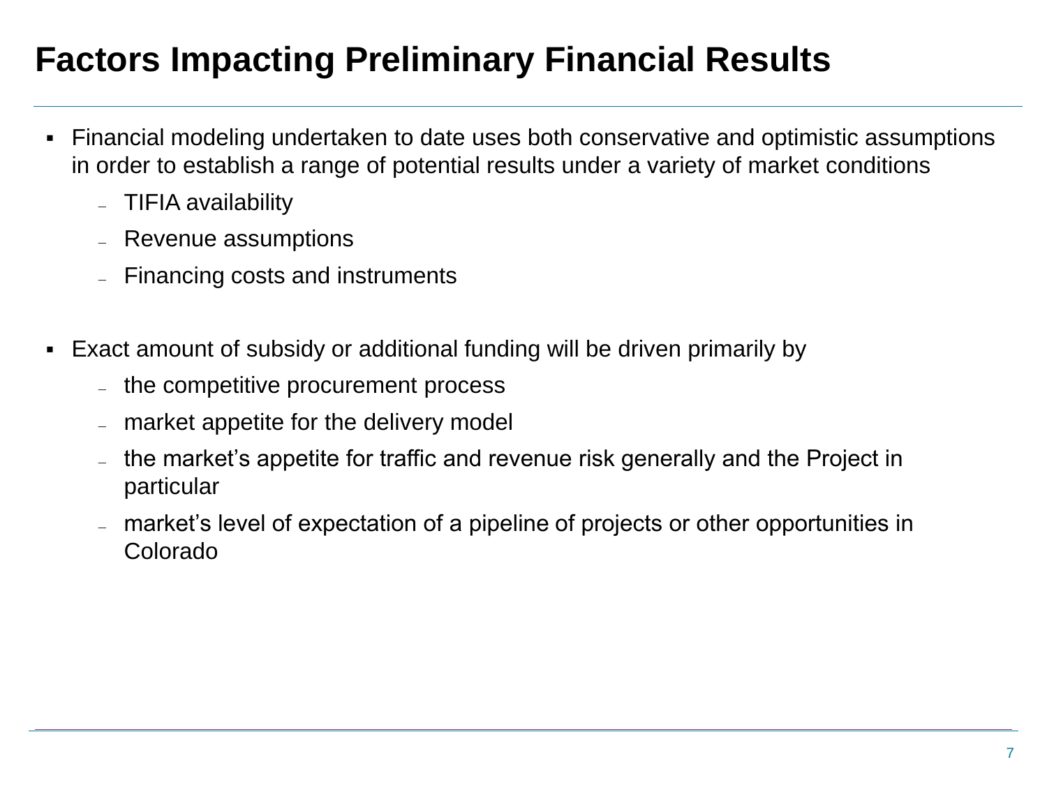# Factors Impacting Preliminary Financial Results

- Financial modeling undertaken to date uses both conservative and optimistic assumptions in order to establish a range of potential results under a variety of market conditions
  - TIFIA availability
  - Revenue assumptions
  - Financing costs and instruments

- Exact amount of subsidy or additional funding will be driven primarily by
  - the competitive procurement process
  - market appetite for the delivery model
  - the market's appetite for traffic and revenue risk generally and the Project in particular
  - market's level of expectation of a pipeline of projects or other opportunities in Colorado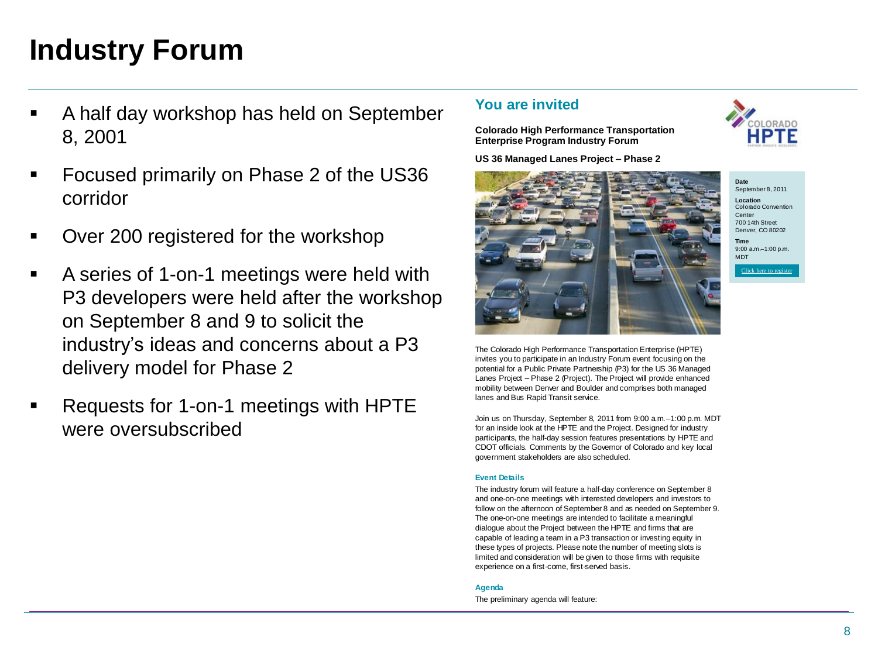# Industry Forum

- A half day workshop has held on September 8, 2001
- Focused primarily on Phase 2 of the US36 corridor
- Over 200 registered for the workshop
- A series of 1-on-1 meetings were held with P3 developers were held after the workshop on September 8 and 9 to solicit the industry's ideas and concerns about a P3 delivery model for Phase 2
- Requests for 1-on-1 meetings with HPTE were oversubscribed

## You are invited

**Colorado High Performance Transportation Enterprise Program Industry Forum**

**US 36 Managed Lanes Project – Phase 2**

COLORADO HPTE

**Date**
September 8, 2011

**Location**
Colorado Convention Center
700 14th Street
Denver, CO 80202

**Time**
9:00 a.m.–1:00 p.m. MDT

Click here to register

The Colorado High Performance Transportation Enterprise (HPTE) invites you to participate in an Industry Forum event focusing on the potential for a Public Private Partnership (P3) for the US 36 Managed Lanes Project – Phase 2 (Project). The Project will provide enhanced mobility between Denver and Boulder and comprises both managed lanes and Bus Rapid Transit service.

Join us on Thursday, September 8, 2011 from 9:00 a.m.–1:00 p.m. MDT for an inside look at the HPTE and the Project. Designed for industry participants, the half-day session features presentations by HPTE and CDOT officials. Comments by the Governor of Colorado and key local government stakeholders are also scheduled.

**Event Details**

The industry forum will feature a half-day conference on September 8 and one-on-one meetings with interested developers and investors to follow on the afternoon of September 8 and as needed on September 9. The one-on-one meetings are intended to facilitate a meaningful dialogue about the Project between the HPTE and firms that are capable of leading a team in a P3 transaction or investing equity in these types of projects. Please note the number of meeting slots is limited and consideration will be given to those firms with requisite experience on a first-come, first-served basis.

**Agenda**

The preliminary agenda will feature: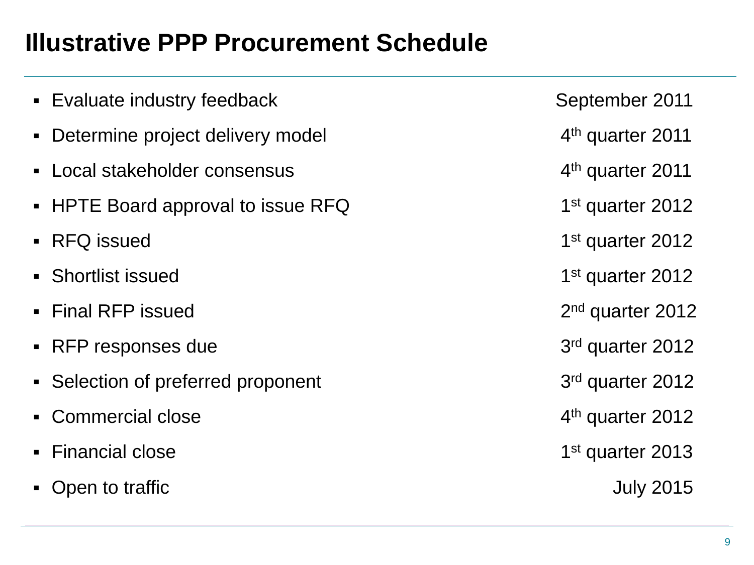# Illustrative PPP Procurement Schedule

| | |
|---|---|
| Evaluate industry feedback | September 2011 |
| Determine project delivery model | 4th quarter 2011 |
| Local stakeholder consensus | 4th quarter 2011 |
| HPTE Board approval to issue RFQ | 1st quarter 2012 |
| RFQ issued | 1st quarter 2012 |
| Shortlist issued | 1st quarter 2012 |
| Final RFP issued | 2nd quarter 2012 |
| RFP responses due | 3rd quarter 2012 |
| Selection of preferred proponent | 3rd quarter 2012 |
| Commercial close | 4th quarter 2012 |
| Financial close | 1st quarter 2013 |
| Open to traffic | July 2015 |